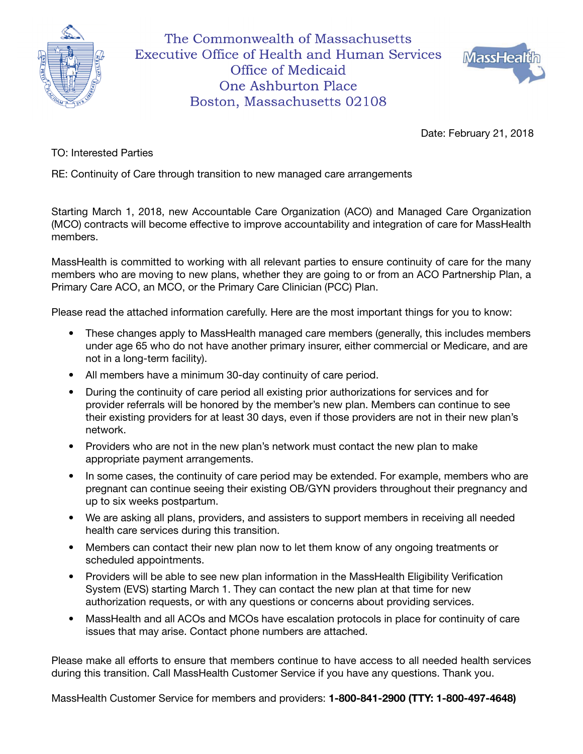The Commonwealth of Massachusetts
Executive Office of Health and Human Services
Office of Medicaid
One Ashburton Place
Boston, Massachusetts 02108

Date: February 21, 2018

TO: Interested Parties

RE: Continuity of Care through transition to new managed care arrangements

Starting March 1, 2018, new Accountable Care Organization (ACO) and Managed Care Organization (MCO) contracts will become effective to improve accountability and integration of care for MassHealth members.

MassHealth is committed to working with all relevant parties to ensure continuity of care for the many members who are moving to new plans, whether they are going to or from an ACO Partnership Plan, a Primary Care ACO, an MCO, or the Primary Care Clinician (PCC) Plan.

Please read the attached information carefully. Here are the most important things for you to know:

- These changes apply to MassHealth managed care members (generally, this includes members under age 65 who do not have another primary insurer, either commercial or Medicare, and are not in a long-term facility).
- All members have a minimum 30-day continuity of care period.
- During the continuity of care period all existing prior authorizations for services and for provider referrals will be honored by the member's new plan. Members can continue to see their existing providers for at least 30 days, even if those providers are not in their new plan's network.
- Providers who are not in the new plan's network must contact the new plan to make appropriate payment arrangements.
- In some cases, the continuity of care period may be extended. For example, members who are pregnant can continue seeing their existing OB/GYN providers throughout their pregnancy and up to six weeks postpartum.
- We are asking all plans, providers, and assisters to support members in receiving all needed health care services during this transition.
- Members can contact their new plan now to let them know of any ongoing treatments or scheduled appointments.
- Providers will be able to see new plan information in the MassHealth Eligibility Verification System (EVS) starting March 1. They can contact the new plan at that time for new authorization requests, or with any questions or concerns about providing services.
- MassHealth and all ACOs and MCOs have escalation protocols in place for continuity of care issues that may arise. Contact phone numbers are attached.

Please make all efforts to ensure that members continue to have access to all needed health services during this transition. Call MassHealth Customer Service if you have any questions. Thank you.

MassHealth Customer Service for members and providers: **1-800-841-2900 (TTY: 1-800-497-4648)**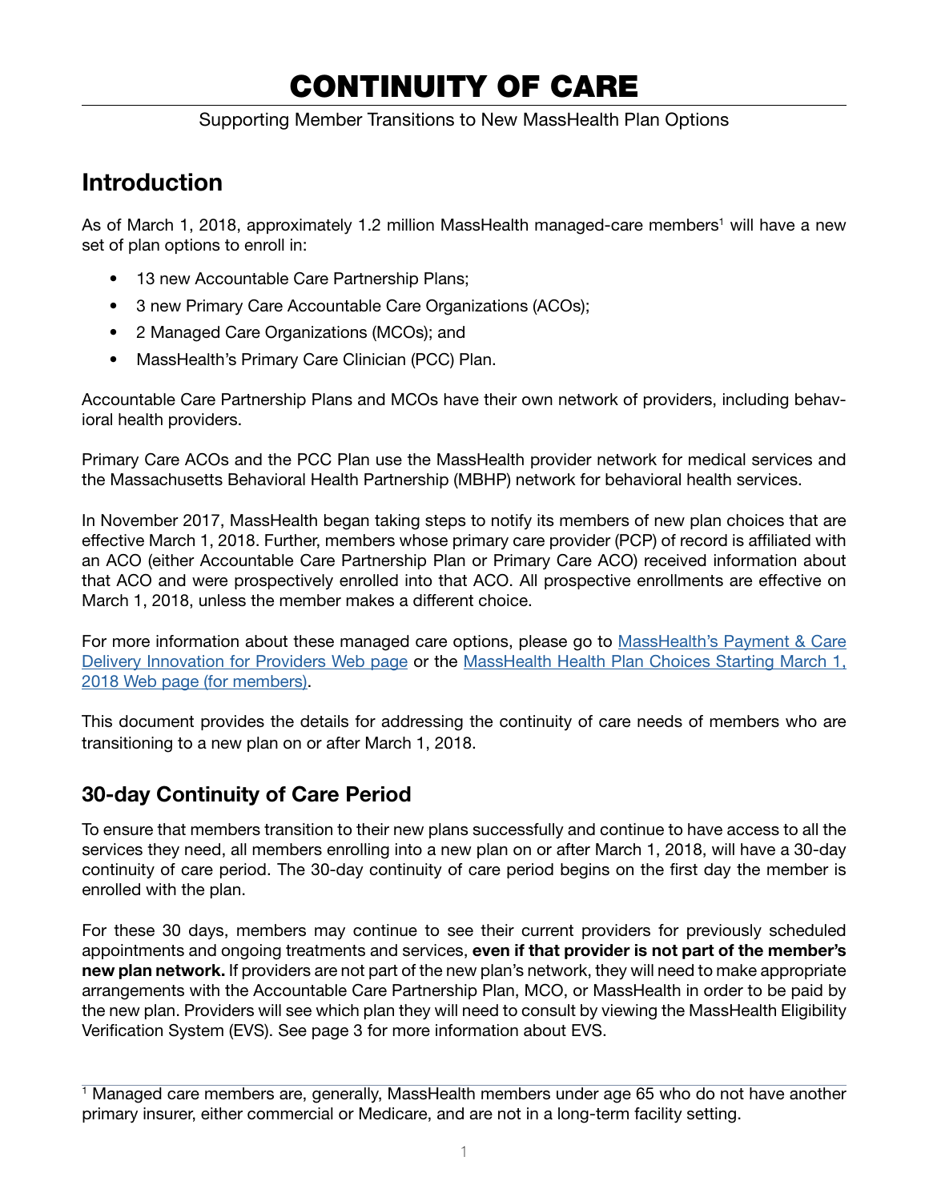# CONTINUITY OF CARE

Supporting Member Transitions to New MassHealth Plan Options

## Introduction

As of March 1, 2018, approximately 1.2 million MassHealth managed-care members[1] will have a new set of plan options to enroll in:

- 13 new Accountable Care Partnership Plans;
- 3 new Primary Care Accountable Care Organizations (ACOs);
- 2 Managed Care Organizations (MCOs); and
- MassHealth's Primary Care Clinician (PCC) Plan.

Accountable Care Partnership Plans and MCOs have their own network of providers, including behavioral health providers.

Primary Care ACOs and the PCC Plan use the MassHealth provider network for medical services and the Massachusetts Behavioral Health Partnership (MBHP) network for behavioral health services.

In November 2017, MassHealth began taking steps to notify its members of new plan choices that are effective March 1, 2018. Further, members whose primary care provider (PCP) of record is affiliated with an ACO (either Accountable Care Partnership Plan or Primary Care ACO) received information about that ACO and were prospectively enrolled into that ACO. All prospective enrollments are effective on March 1, 2018, unless the member makes a different choice.

For more information about these managed care options, please go to MassHealth's Payment & Care Delivery Innovation for Providers Web page or the MassHealth Health Plan Choices Starting March 1, 2018 Web page (for members).

This document provides the details for addressing the continuity of care needs of members who are transitioning to a new plan on or after March 1, 2018.

## 30-day Continuity of Care Period

To ensure that members transition to their new plans successfully and continue to have access to all the services they need, all members enrolling into a new plan on or after March 1, 2018, will have a 30-day continuity of care period. The 30-day continuity of care period begins on the first day the member is enrolled with the plan.

For these 30 days, members may continue to see their current providers for previously scheduled appointments and ongoing treatments and services, **even if that provider is not part of the member's new plan network.** If providers are not part of the new plan's network, they will need to make appropriate arrangements with the Accountable Care Partnership Plan, MCO, or MassHealth in order to be paid by the new plan. Providers will see which plan they will need to consult by viewing the MassHealth Eligibility Verification System (EVS). See page 3 for more information about EVS.

---

[1] Managed care members are, generally, MassHealth members under age 65 who do not have another primary insurer, either commercial or Medicare, and are not in a long-term facility setting.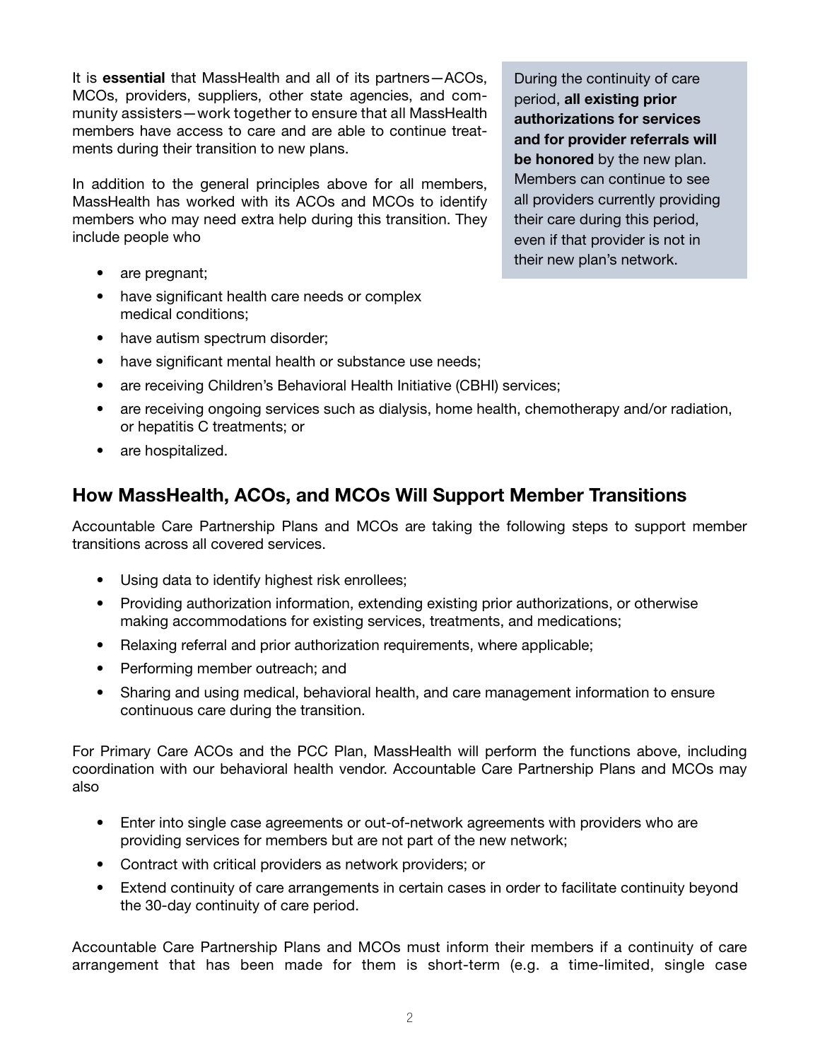It is **essential** that MassHealth and all of its partners—ACOs, MCOs, providers, suppliers, other state agencies, and community assisters—work together to ensure that all MassHealth members have access to care and are able to continue treatments during their transition to new plans.

During the continuity of care period, **all existing prior authorizations for services and for provider referrals will be honored** by the new plan. Members can continue to see all providers currently providing their care during this period, even if that provider is not in their new plan's network.

In addition to the general principles above for all members, MassHealth has worked with its ACOs and MCOs to identify members who may need extra help during this transition. They include people who

- are pregnant;
- have significant health care needs or complex medical conditions;
- have autism spectrum disorder;
- have significant mental health or substance use needs;
- are receiving Children's Behavioral Health Initiative (CBHI) services;
- are receiving ongoing services such as dialysis, home health, chemotherapy and/or radiation, or hepatitis C treatments; or
- are hospitalized.

## How MassHealth, ACOs, and MCOs Will Support Member Transitions

Accountable Care Partnership Plans and MCOs are taking the following steps to support member transitions across all covered services.

- Using data to identify highest risk enrollees;
- Providing authorization information, extending existing prior authorizations, or otherwise making accommodations for existing services, treatments, and medications;
- Relaxing referral and prior authorization requirements, where applicable;
- Performing member outreach; and
- Sharing and using medical, behavioral health, and care management information to ensure continuous care during the transition.

For Primary Care ACOs and the PCC Plan, MassHealth will perform the functions above, including coordination with our behavioral health vendor. Accountable Care Partnership Plans and MCOs may also

- Enter into single case agreements or out-of-network agreements with providers who are providing services for members but are not part of the new network;
- Contract with critical providers as network providers; or
- Extend continuity of care arrangements in certain cases in order to facilitate continuity beyond the 30-day continuity of care period.

Accountable Care Partnership Plans and MCOs must inform their members if a continuity of care arrangement that has been made for them is short-term (e.g. a time-limited, single case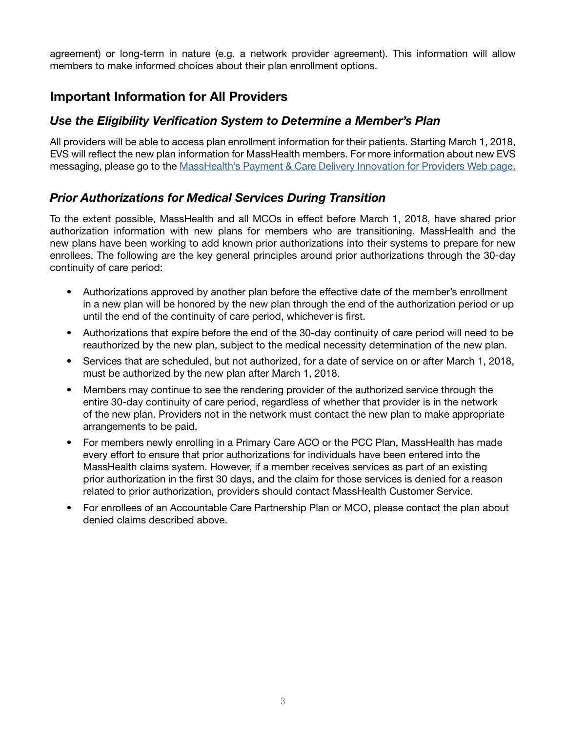agreement) or long-term in nature (e.g. a network provider agreement). This information will allow members to make informed choices about their plan enrollment options.

## Important Information for All Providers

### *Use the Eligibility Verification System to Determine a Member's Plan*

All providers will be able to access plan enrollment information for their patients. Starting March 1, 2018, EVS will reflect the new plan information for MassHealth members. For more information about new EVS messaging, please go to the [MassHealth's Payment & Care Delivery Innovation for Providers Web page.]()

### *Prior Authorizations for Medical Services During Transition*

To the extent possible, MassHealth and all MCOs in effect before March 1, 2018, have shared prior authorization information with new plans for members who are transitioning. MassHealth and the new plans have been working to add known prior authorizations into their systems to prepare for new enrollees. The following are the key general principles around prior authorizations through the 30-day continuity of care period:

- Authorizations approved by another plan before the effective date of the member's enrollment in a new plan will be honored by the new plan through the end of the authorization period or up until the end of the continuity of care period, whichever is first.
- Authorizations that expire before the end of the 30-day continuity of care period will need to be reauthorized by the new plan, subject to the medical necessity determination of the new plan.
- Services that are scheduled, but not authorized, for a date of service on or after March 1, 2018, must be authorized by the new plan after March 1, 2018.
- Members may continue to see the rendering provider of the authorized service through the entire 30-day continuity of care period, regardless of whether that provider is in the network of the new plan. Providers not in the network must contact the new plan to make appropriate arrangements to be paid.
- For members newly enrolling in a Primary Care ACO or the PCC Plan, MassHealth has made every effort to ensure that prior authorizations for individuals have been entered into the MassHealth claims system. However, if a member receives services as part of an existing prior authorization in the first 30 days, and the claim for those services is denied for a reason related to prior authorization, providers should contact MassHealth Customer Service.
- For enrollees of an Accountable Care Partnership Plan or MCO, please contact the plan about denied claims described above.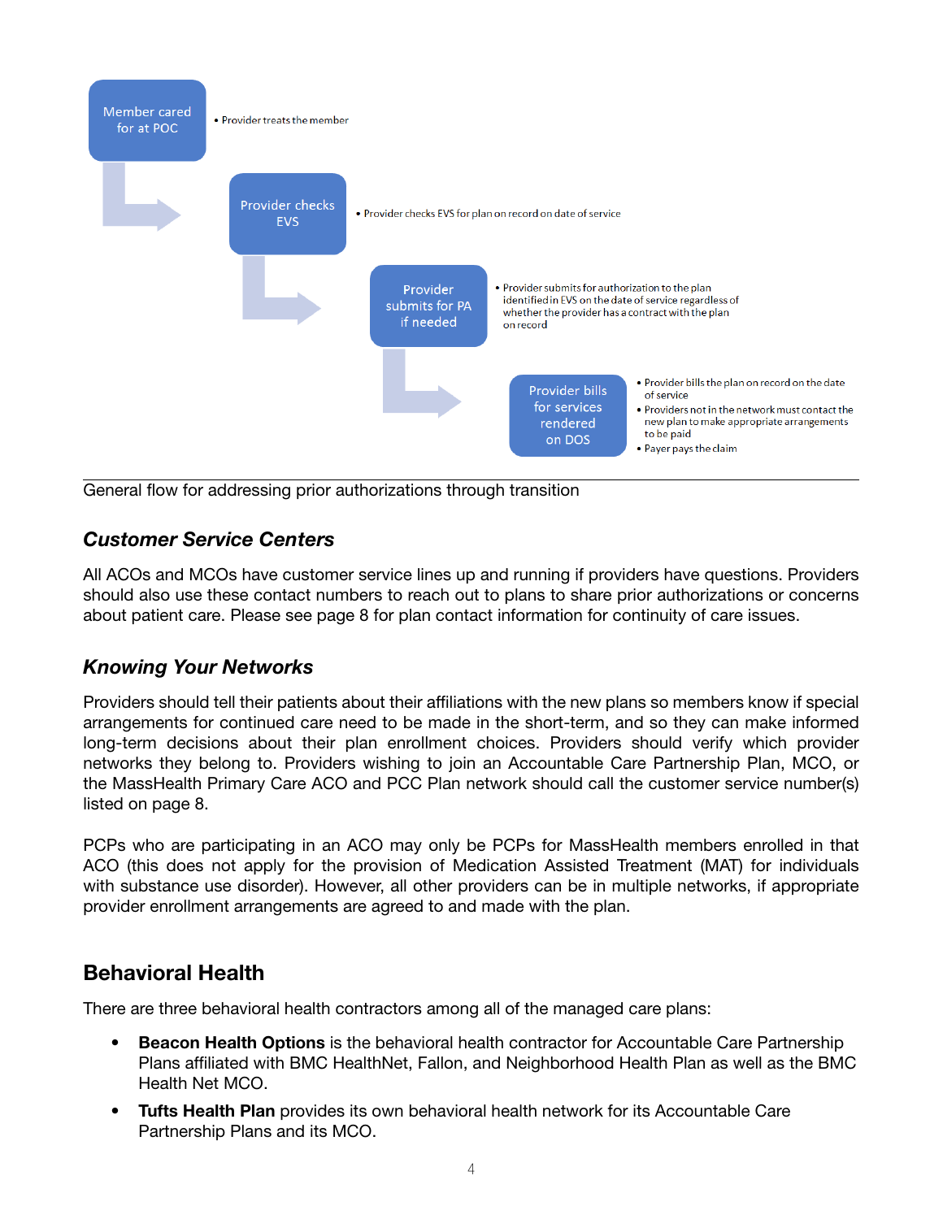**Member cared for at POC**

- Provider treats the member

**Provider checks EVS**

- Provider checks EVS for plan on record on date of service

**Provider submits for PA if needed**

- Provider submits for authorization to the plan identified in EVS on the date of service regardless of whether the provider has a contract with the plan on record

**Provider bills for services rendered on DOS**

- Provider bills the plan on record on the date of service
- Providers not in the network must contact the new plan to make appropriate arrangements to be paid
- Payer pays the claim

General flow for addressing prior authorizations through transition

### *Customer Service Centers*

All ACOs and MCOs have customer service lines up and running if providers have questions. Providers should also use these contact numbers to reach out to plans to share prior authorizations or concerns about patient care. Please see page 8 for plan contact information for continuity of care issues.

### *Knowing Your Networks*

Providers should tell their patients about their affiliations with the new plans so members know if special arrangements for continued care need to be made in the short-term, and so they can make informed long-term decisions about their plan enrollment choices. Providers should verify which provider networks they belong to. Providers wishing to join an Accountable Care Partnership Plan, MCO, or the MassHealth Primary Care ACO and PCC Plan network should call the customer service number(s) listed on page 8.

PCPs who are participating in an ACO may only be PCPs for MassHealth members enrolled in that ACO (this does not apply for the provision of Medication Assisted Treatment (MAT) for individuals with substance use disorder). However, all other providers can be in multiple networks, if appropriate provider enrollment arrangements are agreed to and made with the plan.

## Behavioral Health

There are three behavioral health contractors among all of the managed care plans:

- **Beacon Health Options** is the behavioral health contractor for Accountable Care Partnership Plans affiliated with BMC HealthNet, Fallon, and Neighborhood Health Plan as well as the BMC Health Net MCO.
- **Tufts Health Plan** provides its own behavioral health network for its Accountable Care Partnership Plans and its MCO.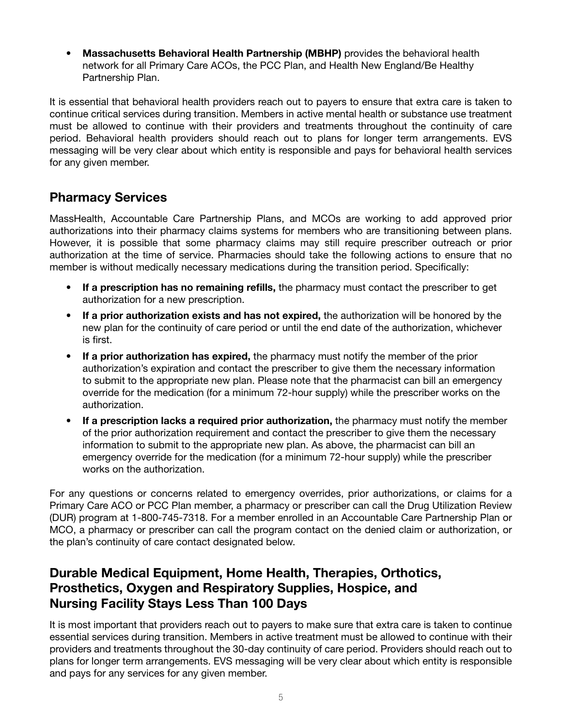- **Massachusetts Behavioral Health Partnership (MBHP)** provides the behavioral health network for all Primary Care ACOs, the PCC Plan, and Health New England/Be Healthy Partnership Plan.

It is essential that behavioral health providers reach out to payers to ensure that extra care is taken to continue critical services during transition. Members in active mental health or substance use treatment must be allowed to continue with their providers and treatments throughout the continuity of care period. Behavioral health providers should reach out to plans for longer term arrangements. EVS messaging will be very clear about which entity is responsible and pays for behavioral health services for any given member.

## Pharmacy Services

MassHealth, Accountable Care Partnership Plans, and MCOs are working to add approved prior authorizations into their pharmacy claims systems for members who are transitioning between plans. However, it is possible that some pharmacy claims may still require prescriber outreach or prior authorization at the time of service. Pharmacies should take the following actions to ensure that no member is without medically necessary medications during the transition period. Specifically:

- **If a prescription has no remaining refills,** the pharmacy must contact the prescriber to get authorization for a new prescription.
- **If a prior authorization exists and has not expired,** the authorization will be honored by the new plan for the continuity of care period or until the end date of the authorization, whichever is first.
- **If a prior authorization has expired,** the pharmacy must notify the member of the prior authorization's expiration and contact the prescriber to give them the necessary information to submit to the appropriate new plan. Please note that the pharmacist can bill an emergency override for the medication (for a minimum 72-hour supply) while the prescriber works on the authorization.
- **If a prescription lacks a required prior authorization,** the pharmacy must notify the member of the prior authorization requirement and contact the prescriber to give them the necessary information to submit to the appropriate new plan. As above, the pharmacist can bill an emergency override for the medication (for a minimum 72-hour supply) while the prescriber works on the authorization.

For any questions or concerns related to emergency overrides, prior authorizations, or claims for a Primary Care ACO or PCC Plan member, a pharmacy or prescriber can call the Drug Utilization Review (DUR) program at 1-800-745-7318. For a member enrolled in an Accountable Care Partnership Plan or MCO, a pharmacy or prescriber can call the program contact on the denied claim or authorization, or the plan's continuity of care contact designated below.

## Durable Medical Equipment, Home Health, Therapies, Orthotics, Prosthetics, Oxygen and Respiratory Supplies, Hospice, and Nursing Facility Stays Less Than 100 Days

It is most important that providers reach out to payers to make sure that extra care is taken to continue essential services during transition. Members in active treatment must be allowed to continue with their providers and treatments throughout the 30-day continuity of care period. Providers should reach out to plans for longer term arrangements. EVS messaging will be very clear about which entity is responsible and pays for any services for any given member.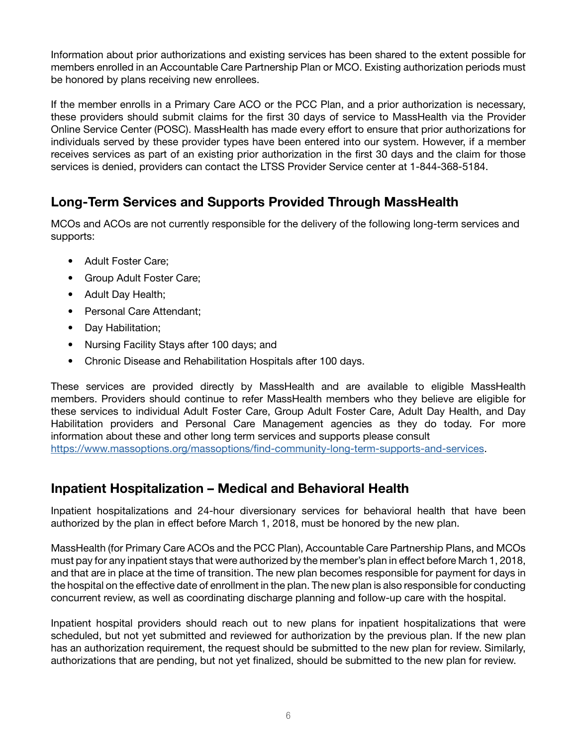Information about prior authorizations and existing services has been shared to the extent possible for members enrolled in an Accountable Care Partnership Plan or MCO. Existing authorization periods must be honored by plans receiving new enrollees.

If the member enrolls in a Primary Care ACO or the PCC Plan, and a prior authorization is necessary, these providers should submit claims for the first 30 days of service to MassHealth via the Provider Online Service Center (POSC). MassHealth has made every effort to ensure that prior authorizations for individuals served by these provider types have been entered into our system. However, if a member receives services as part of an existing prior authorization in the first 30 days and the claim for those services is denied, providers can contact the LTSS Provider Service center at 1-844-368-5184.

## Long-Term Services and Supports Provided Through MassHealth

MCOs and ACOs are not currently responsible for the delivery of the following long-term services and supports:

- Adult Foster Care;
- Group Adult Foster Care;
- Adult Day Health;
- Personal Care Attendant;
- Day Habilitation;
- Nursing Facility Stays after 100 days; and
- Chronic Disease and Rehabilitation Hospitals after 100 days.

These services are provided directly by MassHealth and are available to eligible MassHealth members. Providers should continue to refer MassHealth members who they believe are eligible for these services to individual Adult Foster Care, Group Adult Foster Care, Adult Day Health, and Day Habilitation providers and Personal Care Management agencies as they do today. For more information about these and other long term services and supports please consult https://www.massoptions.org/massoptions/find-community-long-term-supports-and-services.

## Inpatient Hospitalization – Medical and Behavioral Health

Inpatient hospitalizations and 24-hour diversionary services for behavioral health that have been authorized by the plan in effect before March 1, 2018, must be honored by the new plan.

MassHealth (for Primary Care ACOs and the PCC Plan), Accountable Care Partnership Plans, and MCOs must pay for any inpatient stays that were authorized by the member's plan in effect before March 1, 2018, and that are in place at the time of transition. The new plan becomes responsible for payment for days in the hospital on the effective date of enrollment in the plan. The new plan is also responsible for conducting concurrent review, as well as coordinating discharge planning and follow-up care with the hospital.

Inpatient hospital providers should reach out to new plans for inpatient hospitalizations that were scheduled, but not yet submitted and reviewed for authorization by the previous plan. If the new plan has an authorization requirement, the request should be submitted to the new plan for review. Similarly, authorizations that are pending, but not yet finalized, should be submitted to the new plan for review.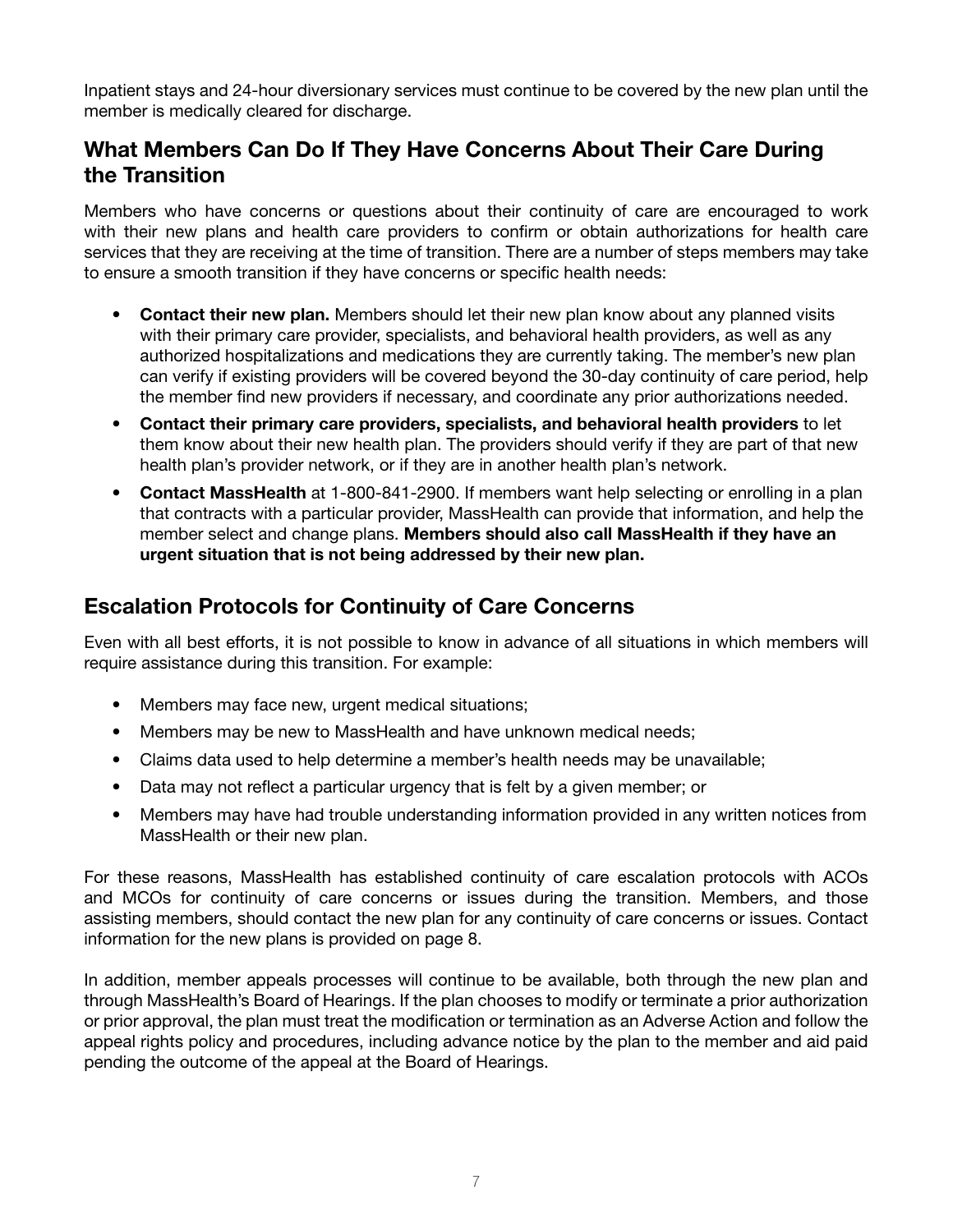Inpatient stays and 24-hour diversionary services must continue to be covered by the new plan until the member is medically cleared for discharge.

## What Members Can Do If They Have Concerns About Their Care During the Transition

Members who have concerns or questions about their continuity of care are encouraged to work with their new plans and health care providers to confirm or obtain authorizations for health care services that they are receiving at the time of transition. There are a number of steps members may take to ensure a smooth transition if they have concerns or specific health needs:

- **Contact their new plan.** Members should let their new plan know about any planned visits with their primary care provider, specialists, and behavioral health providers, as well as any authorized hospitalizations and medications they are currently taking. The member's new plan can verify if existing providers will be covered beyond the 30-day continuity of care period, help the member find new providers if necessary, and coordinate any prior authorizations needed.
- **Contact their primary care providers, specialists, and behavioral health providers** to let them know about their new health plan. The providers should verify if they are part of that new health plan's provider network, or if they are in another health plan's network.
- **Contact MassHealth** at 1-800-841-2900. If members want help selecting or enrolling in a plan that contracts with a particular provider, MassHealth can provide that information, and help the member select and change plans. **Members should also call MassHealth if they have an urgent situation that is not being addressed by their new plan.**

## Escalation Protocols for Continuity of Care Concerns

Even with all best efforts, it is not possible to know in advance of all situations in which members will require assistance during this transition. For example:

- Members may face new, urgent medical situations;
- Members may be new to MassHealth and have unknown medical needs;
- Claims data used to help determine a member's health needs may be unavailable;
- Data may not reflect a particular urgency that is felt by a given member; or
- Members may have had trouble understanding information provided in any written notices from MassHealth or their new plan.

For these reasons, MassHealth has established continuity of care escalation protocols with ACOs and MCOs for continuity of care concerns or issues during the transition. Members, and those assisting members, should contact the new plan for any continuity of care concerns or issues. Contact information for the new plans is provided on page 8.

In addition, member appeals processes will continue to be available, both through the new plan and through MassHealth's Board of Hearings. If the plan chooses to modify or terminate a prior authorization or prior approval, the plan must treat the modification or termination as an Adverse Action and follow the appeal rights policy and procedures, including advance notice by the plan to the member and aid paid pending the outcome of the appeal at the Board of Hearings.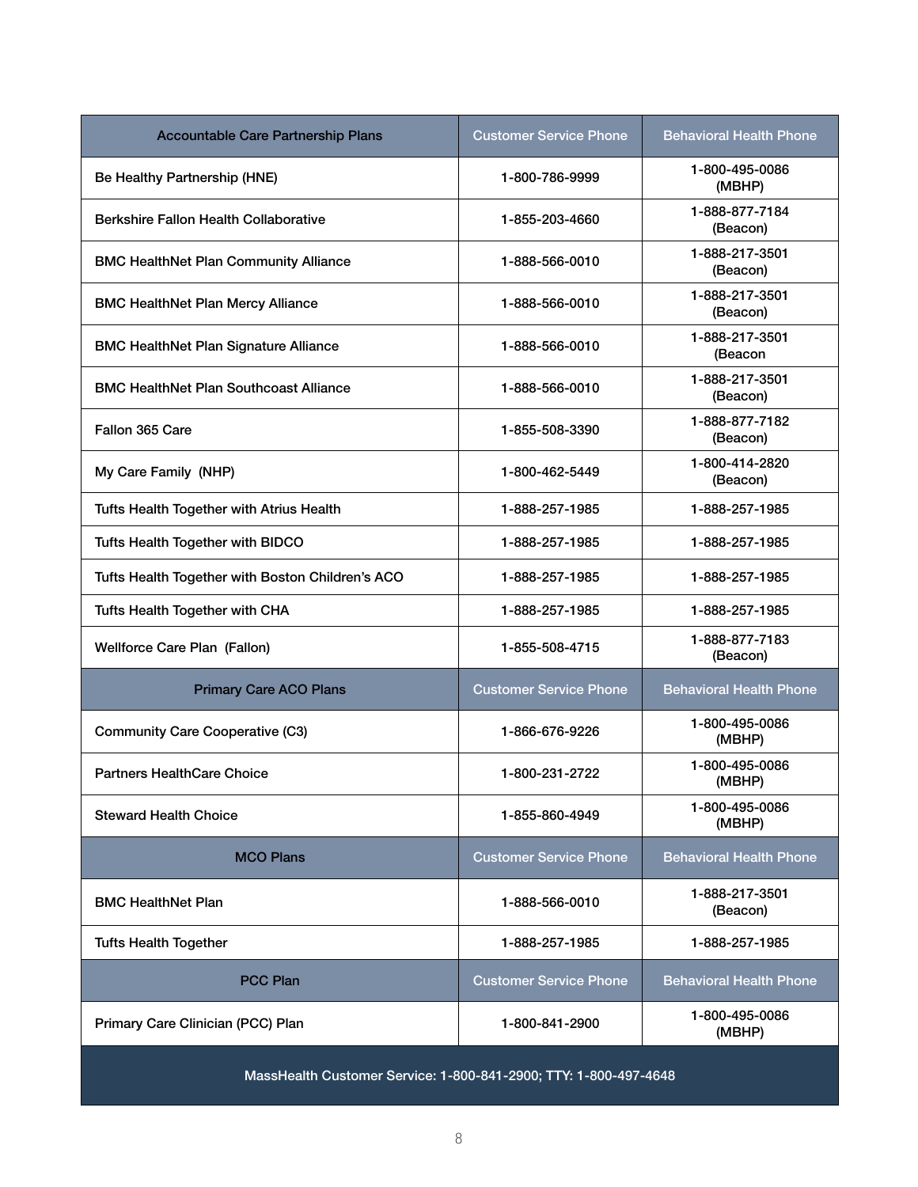| Accountable Care Partnership Plans | Customer Service Phone | Behavioral Health Phone |
|---|---|---|
| Be Healthy Partnership (HNE) | 1-800-786-9999 | 1-800-495-0086 (MBHP) |
| Berkshire Fallon Health Collaborative | 1-855-203-4660 | 1-888-877-7184 (Beacon) |
| BMC HealthNet Plan Community Alliance | 1-888-566-0010 | 1-888-217-3501 (Beacon) |
| BMC HealthNet Plan Mercy Alliance | 1-888-566-0010 | 1-888-217-3501 (Beacon) |
| BMC HealthNet Plan Signature Alliance | 1-888-566-0010 | 1-888-217-3501 (Beacon |
| BMC HealthNet Plan Southcoast Alliance | 1-888-566-0010 | 1-888-217-3501 (Beacon) |
| Fallon 365 Care | 1-855-508-3390 | 1-888-877-7182 (Beacon) |
| My Care Family (NHP) | 1-800-462-5449 | 1-800-414-2820 (Beacon) |
| Tufts Health Together with Atrius Health | 1-888-257-1985 | 1-888-257-1985 |
| Tufts Health Together with BIDCO | 1-888-257-1985 | 1-888-257-1985 |
| Tufts Health Together with Boston Children's ACO | 1-888-257-1985 | 1-888-257-1985 |
| Tufts Health Together with CHA | 1-888-257-1985 | 1-888-257-1985 |
| Wellforce Care Plan (Fallon) | 1-855-508-4715 | 1-888-877-7183 (Beacon) |
| **Primary Care ACO Plans** | **Customer Service Phone** | **Behavioral Health Phone** |
| Community Care Cooperative (C3) | 1-866-676-9226 | 1-800-495-0086 (MBHP) |
| Partners HealthCare Choice | 1-800-231-2722 | 1-800-495-0086 (MBHP) |
| Steward Health Choice | 1-855-860-4949 | 1-800-495-0086 (MBHP) |
| **MCO Plans** | **Customer Service Phone** | **Behavioral Health Phone** |
| BMC HealthNet Plan | 1-888-566-0010 | 1-888-217-3501 (Beacon) |
| Tufts Health Together | 1-888-257-1985 | 1-888-257-1985 |
| **PCC Plan** | **Customer Service Phone** | **Behavioral Health Phone** |
| Primary Care Clinician (PCC) Plan | 1-800-841-2900 | 1-800-495-0086 (MBHP) |

MassHealth Customer Service: 1-800-841-2900; TTY: 1-800-497-4648